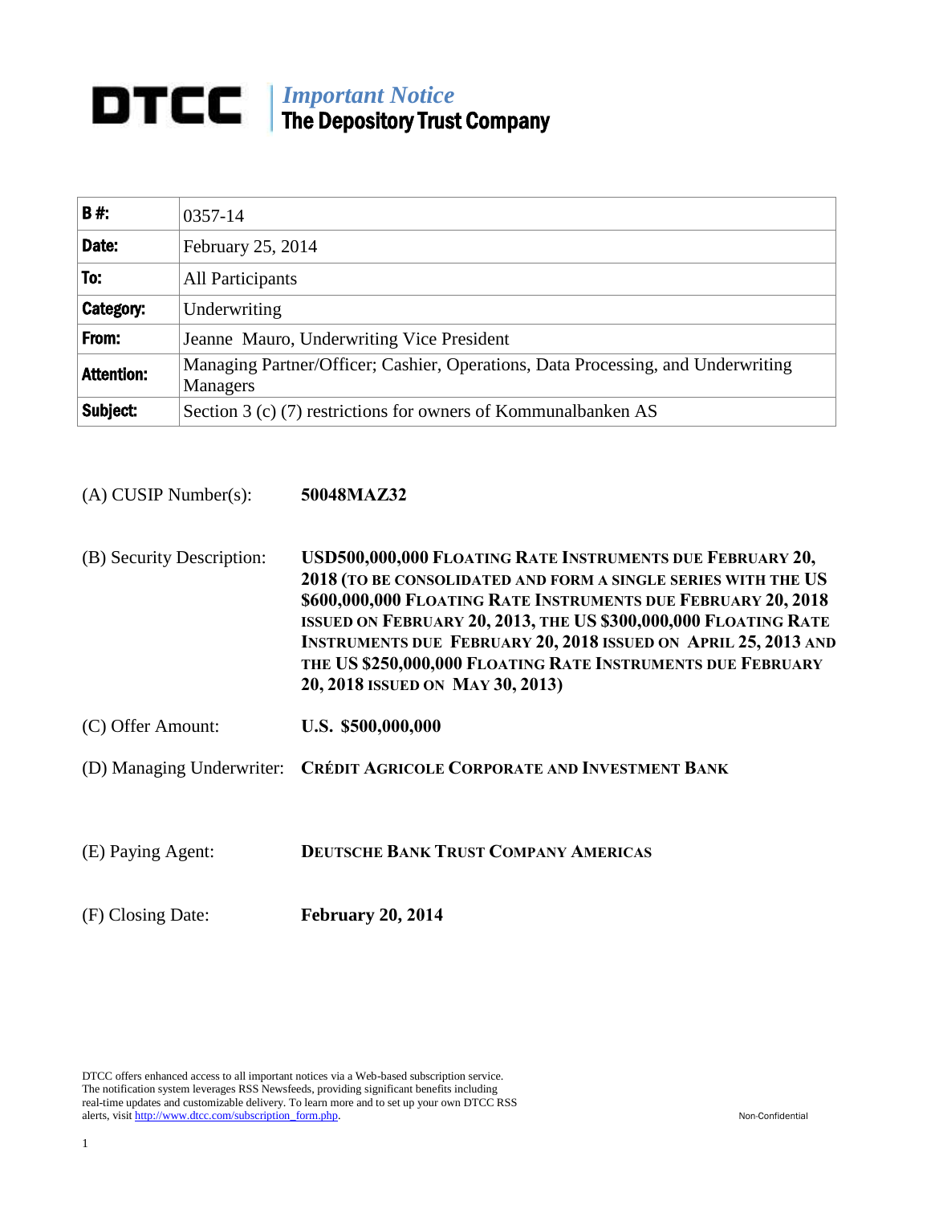# DTCC | *Important Notice* The Depository Trust Company

| | |
|---|---|
| **B #:** | 0357-14 |
| **Date:** | February 25, 2014 |
| **To:** | All Participants |
| **Category:** | Underwriting |
| **From:** | Jeanne Mauro, Underwriting Vice President |
| **Attention:** | Managing Partner/Officer; Cashier, Operations, Data Processing, and Underwriting Managers |
| **Subject:** | Section 3 (c) (7) restrictions for owners of Kommunalbanken AS |

(A) CUSIP Number(s): **50048MAZ32**

(B) Security Description: **USD500,000,000 FLOATING RATE INSTRUMENTS DUE FEBRUARY 20, 2018 (TO BE CONSOLIDATED AND FORM A SINGLE SERIES WITH THE US $600,000,000 FLOATING RATE INSTRUMENTS DUE FEBRUARY 20, 2018 ISSUED ON FEBRUARY 20, 2013, THE US $300,000,000 FLOATING RATE INSTRUMENTS DUE FEBRUARY 20, 2018 ISSUED ON APRIL 25, 2013 AND THE US $250,000,000 FLOATING RATE INSTRUMENTS DUE FEBRUARY 20, 2018 ISSUED ON MAY 30, 2013)**

(C) Offer Amount: **U.S. $500,000,000**

(D) Managing Underwriter: **CRÉDIT AGRICOLE CORPORATE AND INVESTMENT BANK**

(E) Paying Agent: **DEUTSCHE BANK TRUST COMPANY AMERICAS**

(F) Closing Date: **February 20, 2014**

DTCC offers enhanced access to all important notices via a Web-based subscription service. The notification system leverages RSS Newsfeeds, providing significant benefits including real-time updates and customizable delivery. To learn more and to set up your own DTCC RSS alerts, visit http://www.dtcc.com/subscription_form.php.

Non-Confidential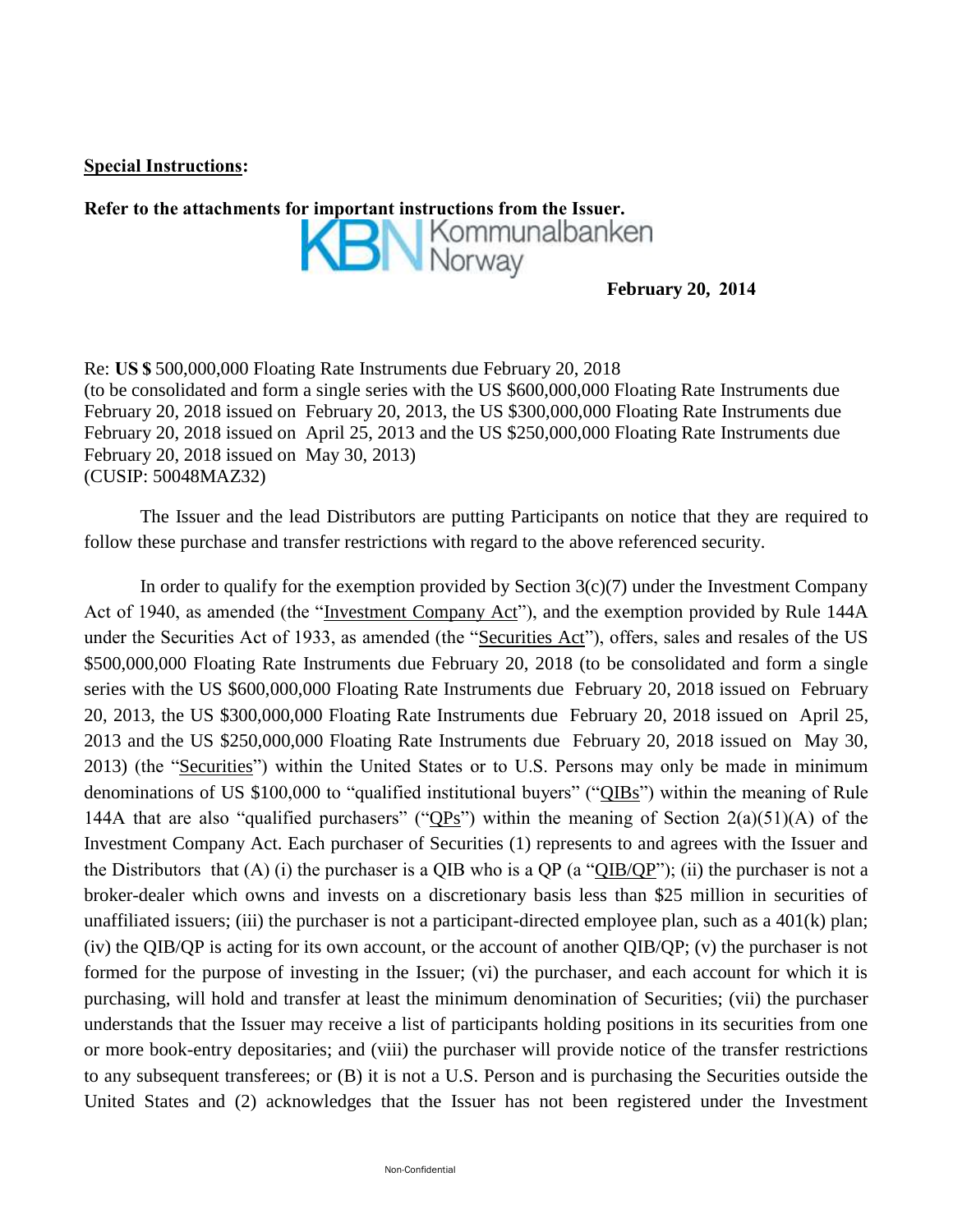**Special Instructions:**

**Refer to the attachments for important instructions from the Issuer.**

KBN Kommunalbanken Norway

**February 20, 2014**

Re: **US $** 500,000,000 Floating Rate Instruments due February 20, 2018
(to be consolidated and form a single series with the US $600,000,000 Floating Rate Instruments due February 20, 2018 issued on February 20, 2013, the US $300,000,000 Floating Rate Instruments due February 20, 2018 issued on April 25, 2013 and the US $250,000,000 Floating Rate Instruments due February 20, 2018 issued on May 30, 2013)
(CUSIP: 50048MAZ32)

The Issuer and the lead Distributors are putting Participants on notice that they are required to follow these purchase and transfer restrictions with regard to the above referenced security.

In order to qualify for the exemption provided by Section 3(c)(7) under the Investment Company Act of 1940, as amended (the "Investment Company Act"), and the exemption provided by Rule 144A under the Securities Act of 1933, as amended (the "Securities Act"), offers, sales and resales of the US $500,000,000 Floating Rate Instruments due February 20, 2018 (to be consolidated and form a single series with the US $600,000,000 Floating Rate Instruments due February 20, 2018 issued on February 20, 2013, the US $300,000,000 Floating Rate Instruments due February 20, 2018 issued on April 25, 2013 and the US $250,000,000 Floating Rate Instruments due February 20, 2018 issued on May 30, 2013) (the "Securities") within the United States or to U.S. Persons may only be made in minimum denominations of US $100,000 to "qualified institutional buyers" ("QIBs") within the meaning of Rule 144A that are also "qualified purchasers" ("QPs") within the meaning of Section 2(a)(51)(A) of the Investment Company Act. Each purchaser of Securities (1) represents to and agrees with the Issuer and the Distributors that (A) (i) the purchaser is a QIB who is a QP (a "QIB/QP"); (ii) the purchaser is not a broker-dealer which owns and invests on a discretionary basis less than $25 million in securities of unaffiliated issuers; (iii) the purchaser is not a participant-directed employee plan, such as a 401(k) plan; (iv) the QIB/QP is acting for its own account, or the account of another QIB/QP; (v) the purchaser is not formed for the purpose of investing in the Issuer; (vi) the purchaser, and each account for which it is purchasing, will hold and transfer at least the minimum denomination of Securities; (vii) the purchaser understands that the Issuer may receive a list of participants holding positions in its securities from one or more book-entry depositaries; and (viii) the purchaser will provide notice of the transfer restrictions to any subsequent transferees; or (B) it is not a U.S. Person and is purchasing the Securities outside the United States and (2) acknowledges that the Issuer has not been registered under the Investment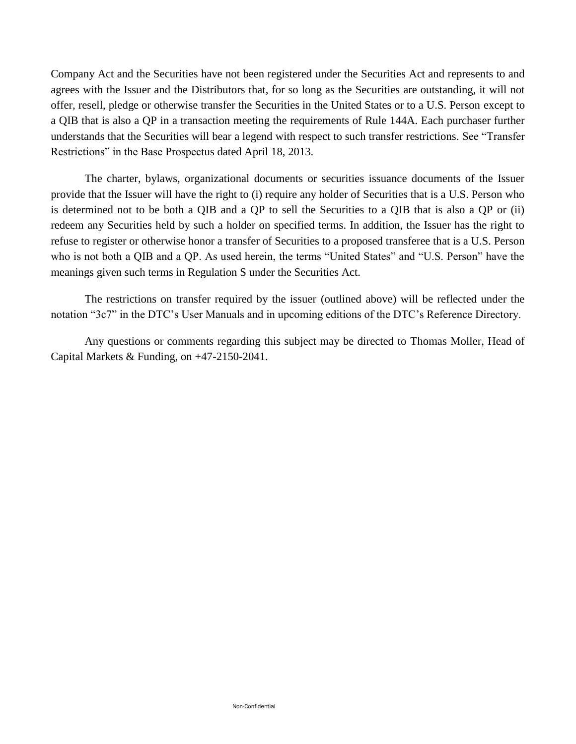Company Act and the Securities have not been registered under the Securities Act and represents to and agrees with the Issuer and the Distributors that, for so long as the Securities are outstanding, it will not offer, resell, pledge or otherwise transfer the Securities in the United States or to a U.S. Person except to a QIB that is also a QP in a transaction meeting the requirements of Rule 144A. Each purchaser further understands that the Securities will bear a legend with respect to such transfer restrictions. See "Transfer Restrictions" in the Base Prospectus dated April 18, 2013.

The charter, bylaws, organizational documents or securities issuance documents of the Issuer provide that the Issuer will have the right to (i) require any holder of Securities that is a U.S. Person who is determined not to be both a QIB and a QP to sell the Securities to a QIB that is also a QP or (ii) redeem any Securities held by such a holder on specified terms. In addition, the Issuer has the right to refuse to register or otherwise honor a transfer of Securities to a proposed transferee that is a U.S. Person who is not both a QIB and a QP. As used herein, the terms "United States" and "U.S. Person" have the meanings given such terms in Regulation S under the Securities Act.

The restrictions on transfer required by the issuer (outlined above) will be reflected under the notation "3c7" in the DTC's User Manuals and in upcoming editions of the DTC's Reference Directory.

Any questions or comments regarding this subject may be directed to Thomas Moller, Head of Capital Markets & Funding, on +47-2150-2041.